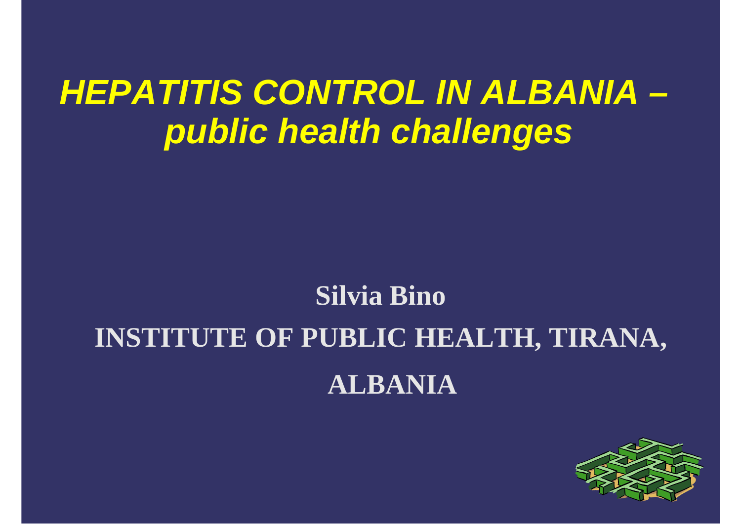# *HEPATITIS CONTROL IN ALBANIA – public health challenges*

**Silvia Bino**

**INSTITUTE OF PUBLIC HEALTH, TIRANA, ALBANIA**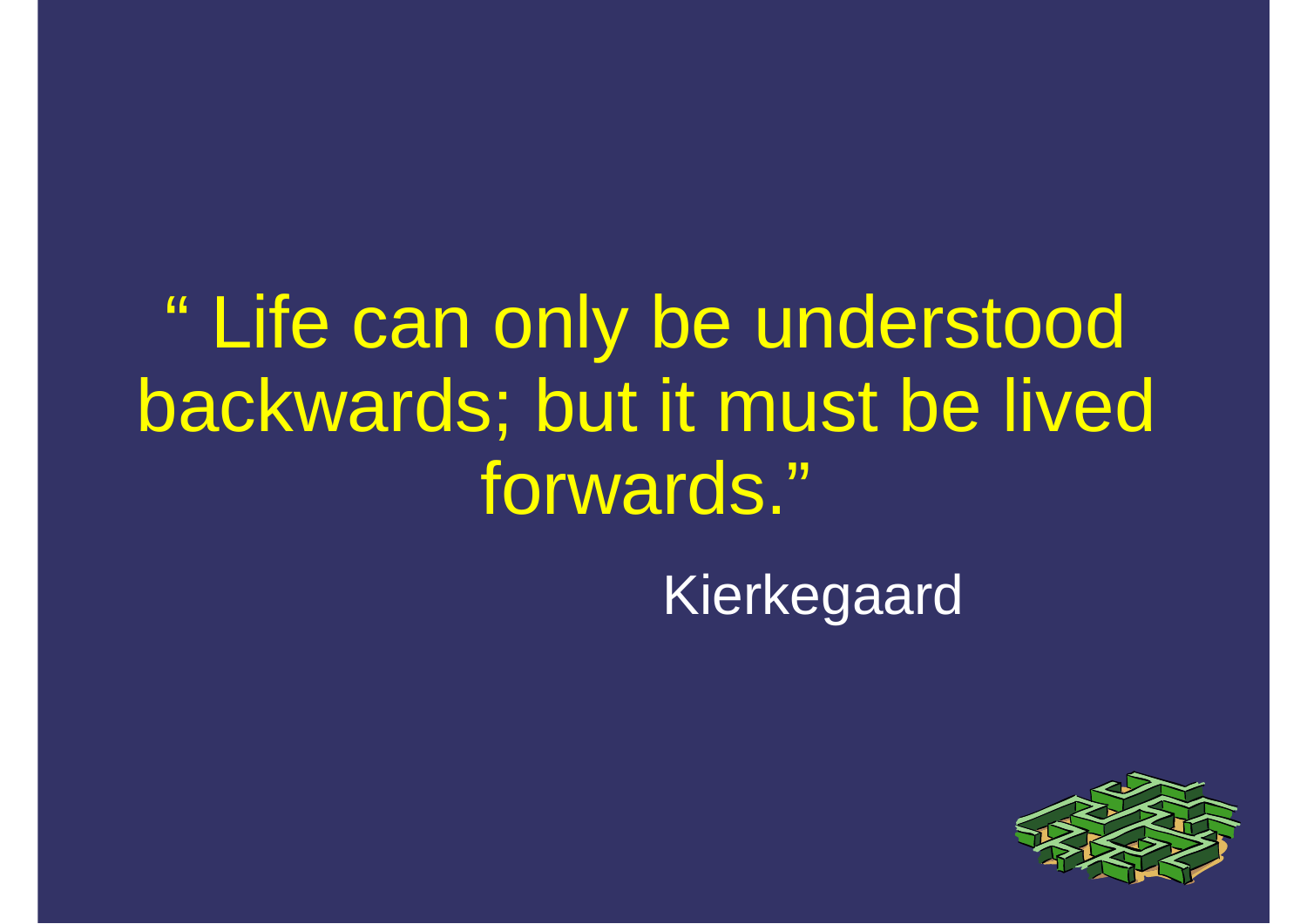" Life can only be understood backwards; but it must be lived forwards."

Kierkegaard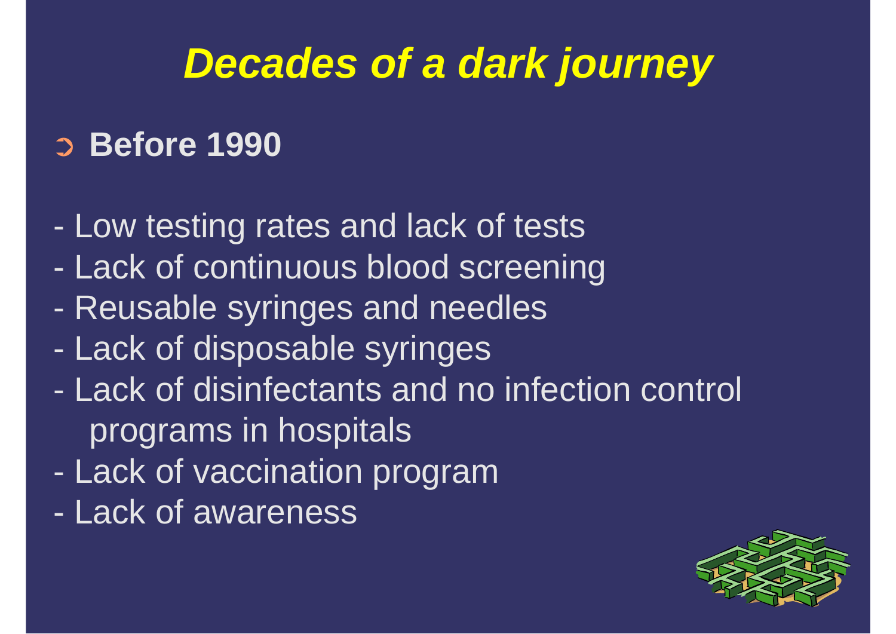# ***Decades of a dark journey***

- **Before 1990**

- Low testing rates and lack of tests
- Lack of continuous blood screening
- Reusable syringes and needles
- Lack of disposable syringes
- Lack of disinfectants and no infection control programs in hospitals
- Lack of vaccination program
- Lack of awareness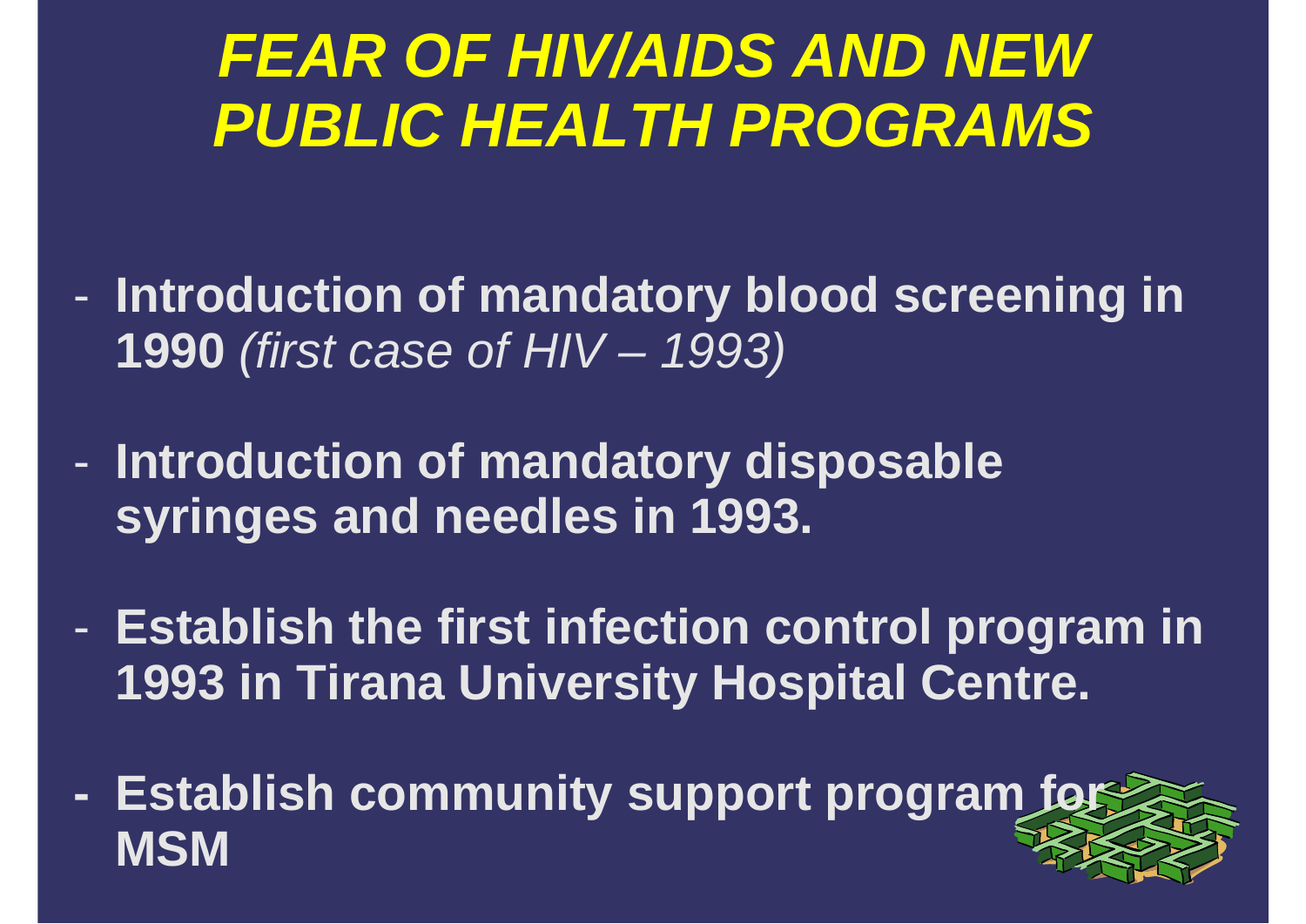# *FEAR OF HIV/AIDS AND NEW PUBLIC HEALTH PROGRAMS*

- **Introduction of mandatory blood screening in 1990** *(first case of HIV – 1993)*
- **Introduction of mandatory disposable syringes and needles in 1993.**
- **Establish the first infection control program in 1993 in Tirana University Hospital Centre.**
- **Establish community support program for MSM**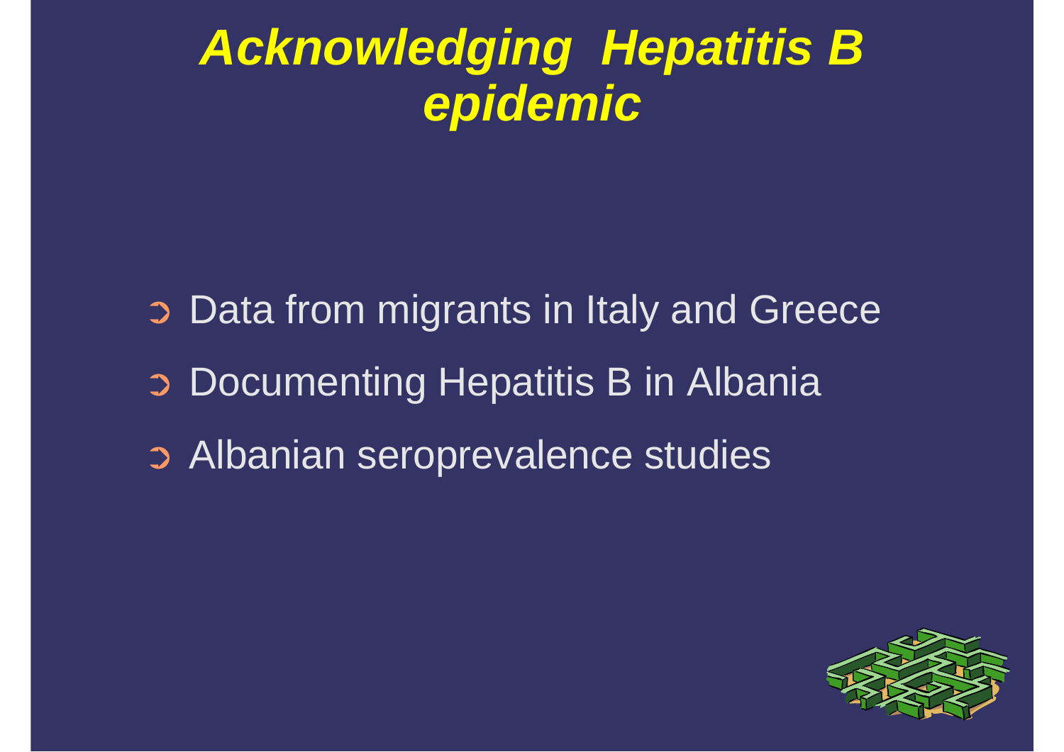# *Acknowledging Hepatitis B epidemic*

- Data from migrants in Italy and Greece
- Documenting Hepatitis B in Albania
- Albanian seroprevalence studies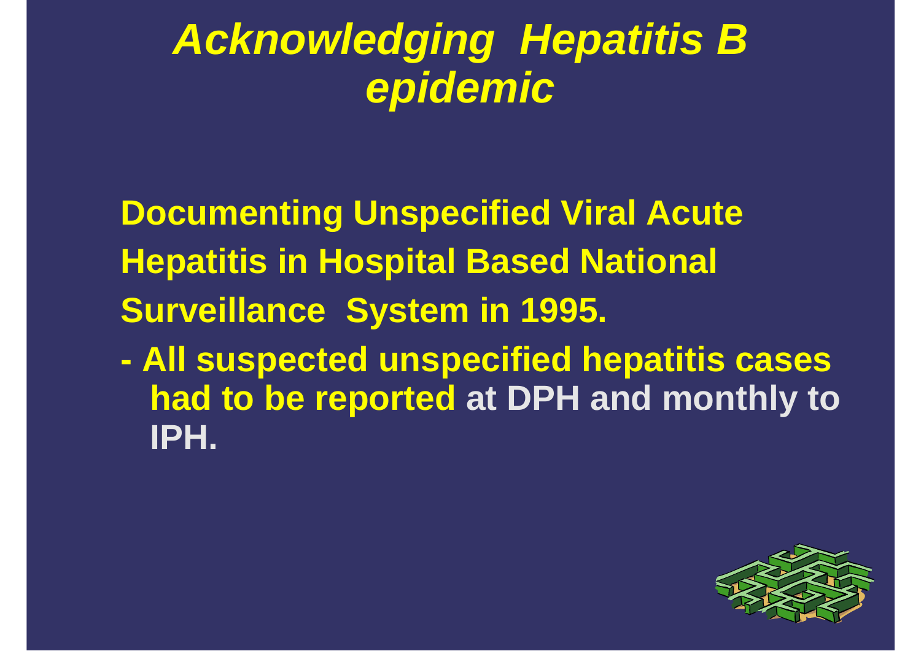# *Acknowledging Hepatitis B epidemic*

**Documenting Unspecified Viral Acute Hepatitis in Hospital Based National Surveillance System in 1995.**

- **All suspected unspecified hepatitis cases had to be reported at DPH and monthly to IPH.**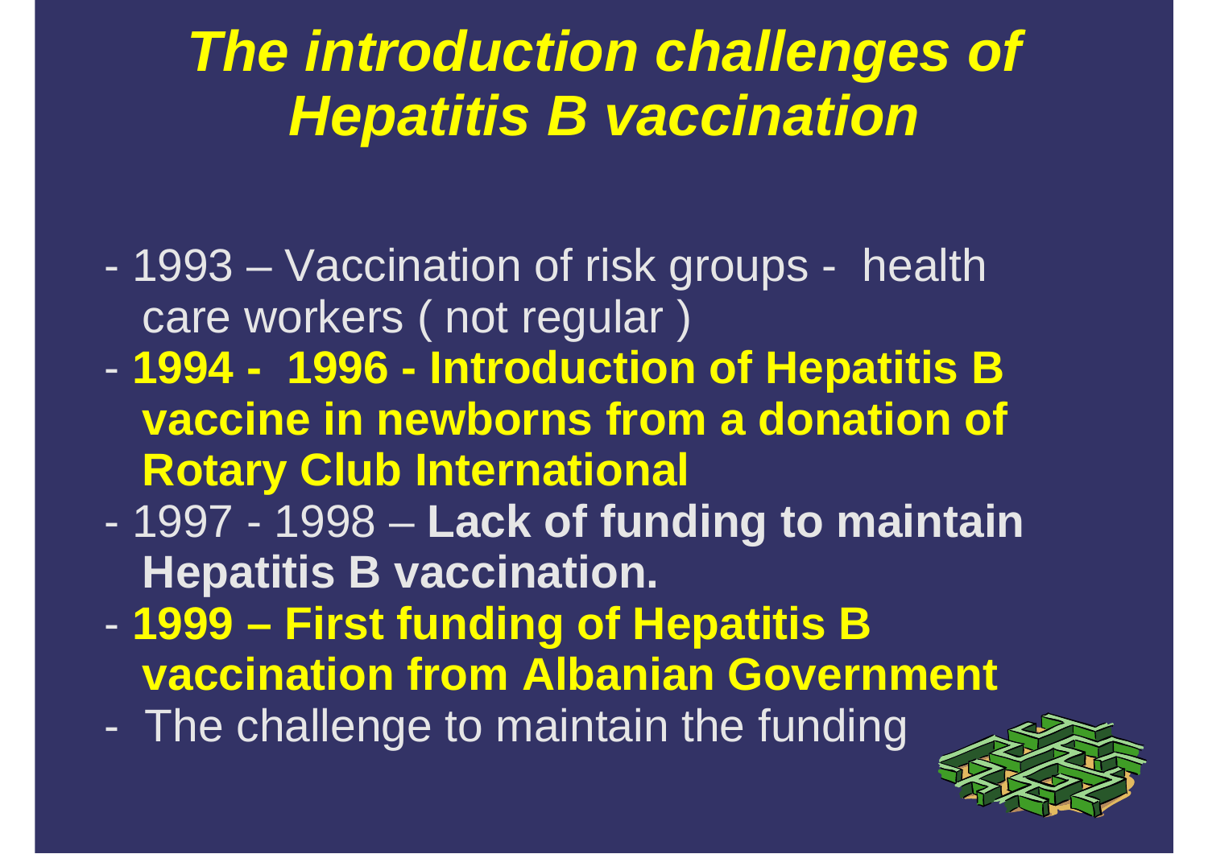# *The introduction challenges of Hepatitis B vaccination*

- 1993 – Vaccination of risk groups - health care workers ( not regular )
- **1994 - 1996 - Introduction of Hepatitis B vaccine in newborns from a donation of Rotary Club International**
- 1997 - 1998 – **Lack of funding to maintain Hepatitis B vaccination.**
- **1999 – First funding of Hepatitis B vaccination from Albanian Government**
- The challenge to maintain the funding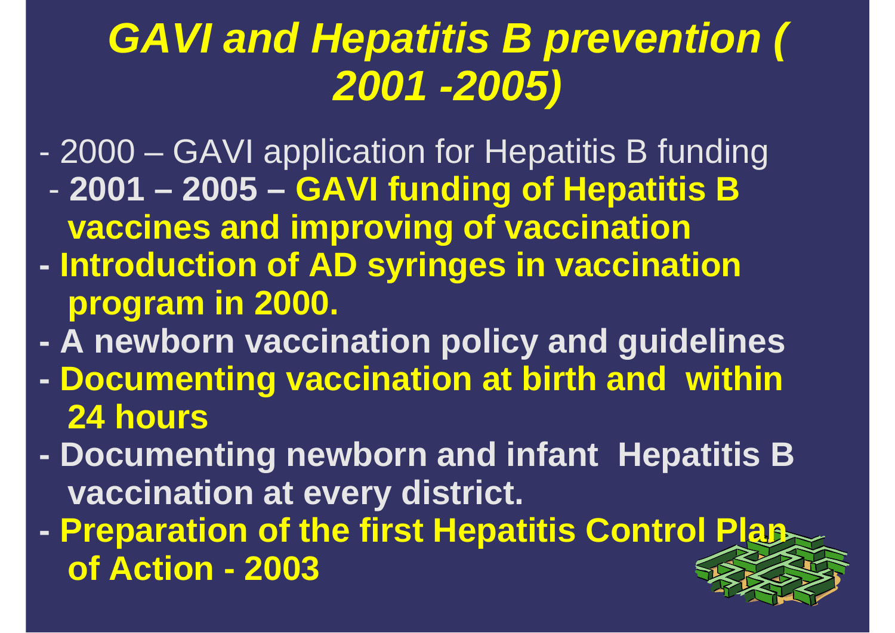# *GAVI and Hepatitis B prevention ( 2001 -2005)*

- 2000 – GAVI application for Hepatitis B funding
- **2001 – 2005 – GAVI funding of Hepatitis B vaccines and improving of vaccination**
- **Introduction of AD syringes in vaccination program in 2000.**
- **A newborn vaccination policy and guidelines**
- **Documenting vaccination at birth and within 24 hours**
- **Documenting newborn and infant Hepatitis B vaccination at every district.**
- **Preparation of the first Hepatitis Control Plan of Action - 2003**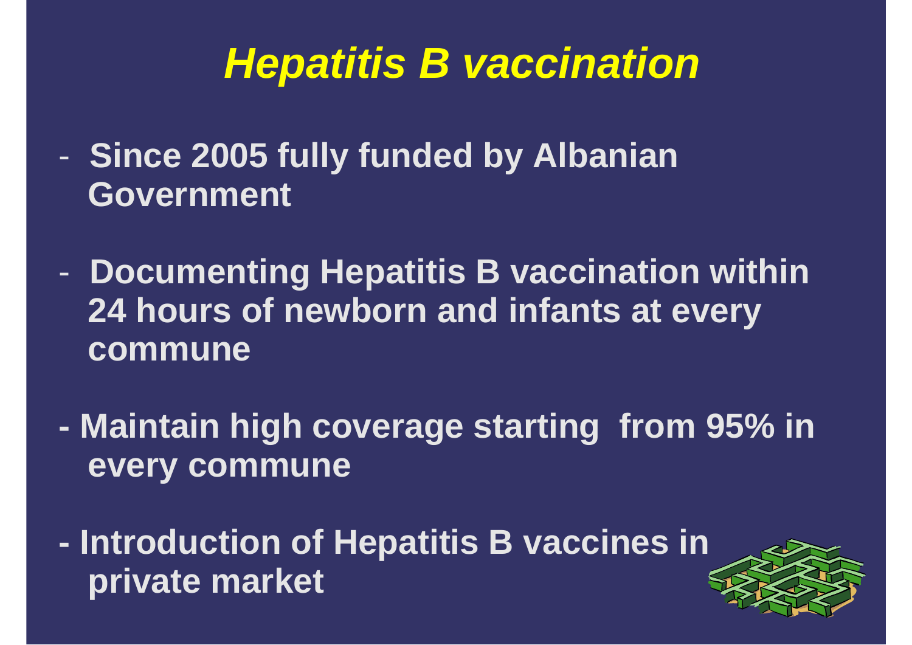# *Hepatitis B vaccination*

- **Since 2005 fully funded by Albanian Government**

- **Documenting Hepatitis B vaccination within 24 hours of newborn and infants at every commune**

- **Maintain high coverage starting from 95% in every commune**

- **Introduction of Hepatitis B vaccines in private market**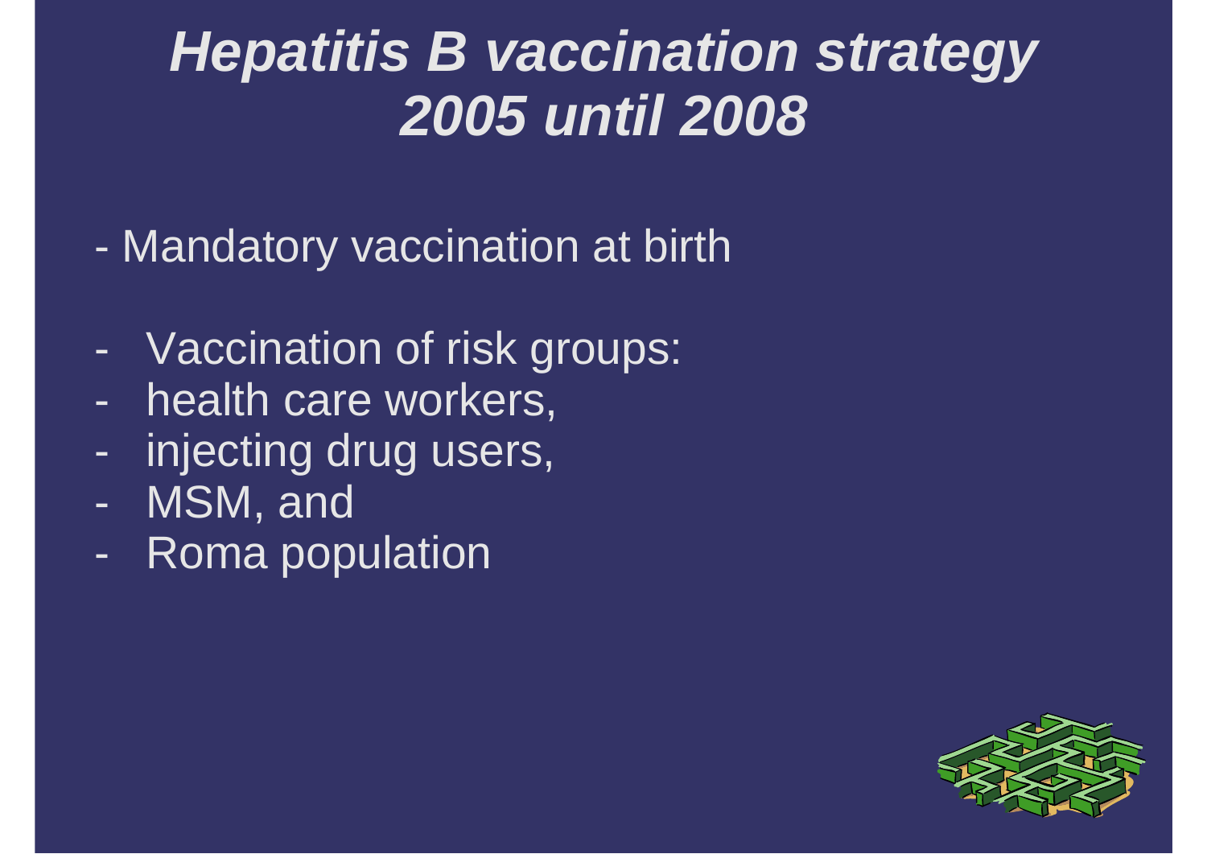# *Hepatitis B vaccination strategy 2005 until 2008*

- Mandatory vaccination at birth

- Vaccination of risk groups:
- health care workers,
- injecting drug users,
- MSM, and
- Roma population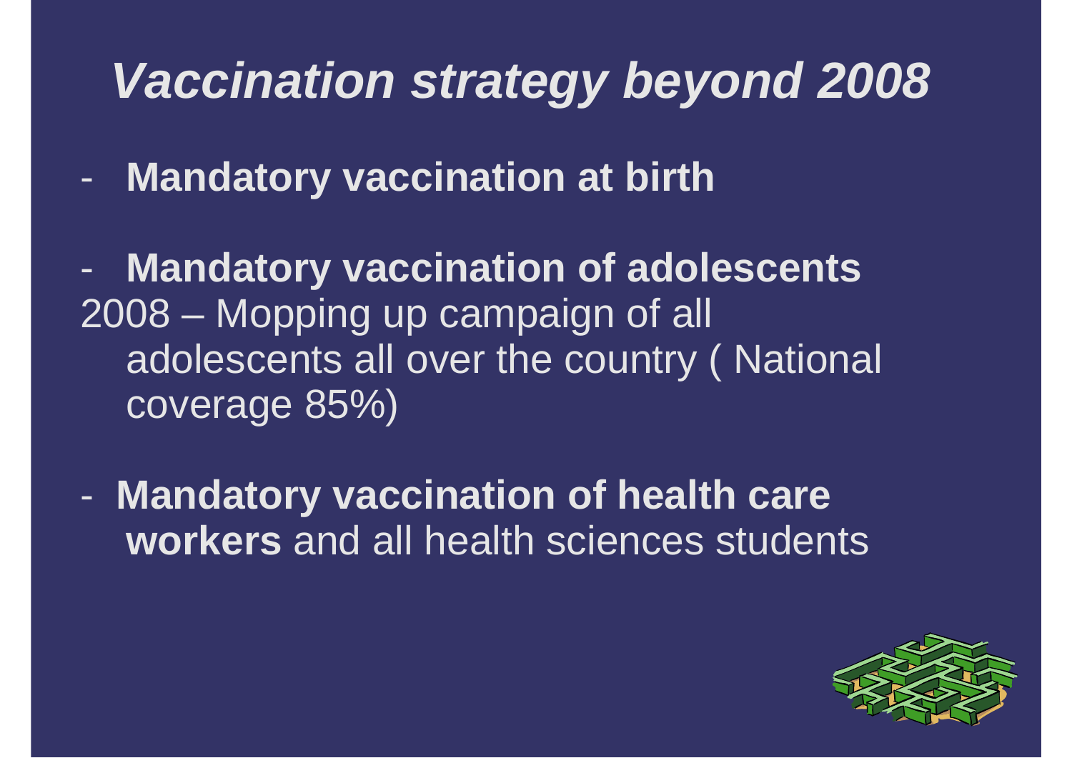# *Vaccination strategy beyond 2008*

- **Mandatory vaccination at birth**

- **Mandatory vaccination of adolescents**

2008 – Mopping up campaign of all adolescents all over the country ( National coverage 85%)

- **Mandatory vaccination of health care workers** and all health sciences students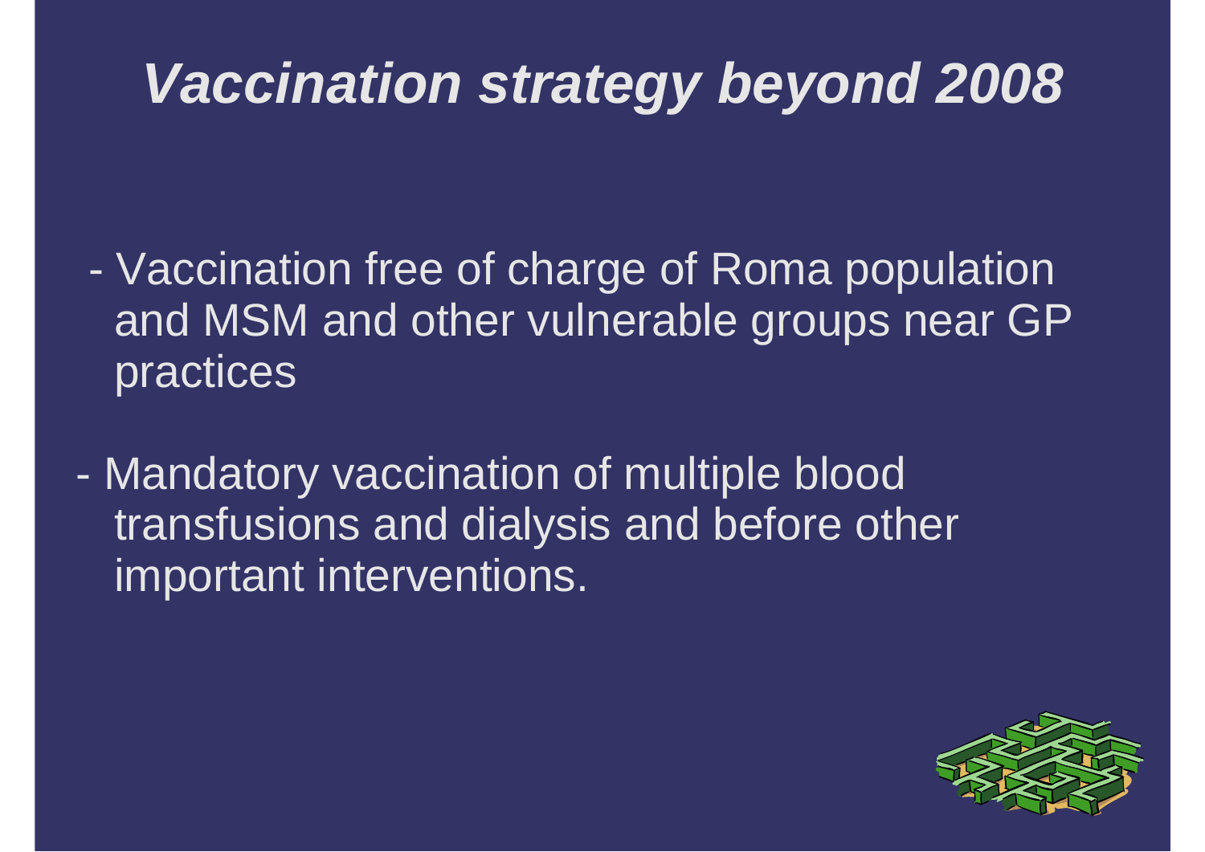# *Vaccination strategy beyond 2008*

- Vaccination free of charge of Roma population and MSM and other vulnerable groups near GP practices

- Mandatory vaccination of multiple blood transfusions and dialysis and before other important interventions.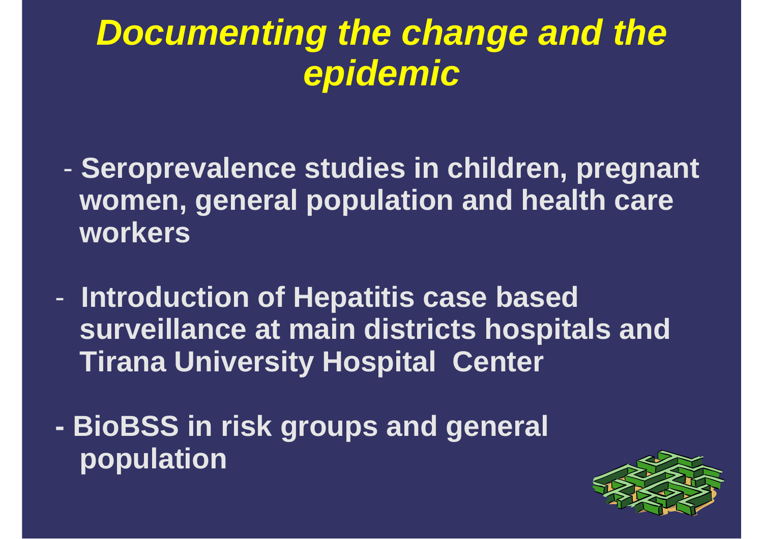# *Documenting the change and the epidemic*

- **Seroprevalence studies in children, pregnant women, general population and health care workers**

- **Introduction of Hepatitis case based surveillance at main districts hospitals and Tirana University Hospital Center**

- **BioBSS in risk groups and general population**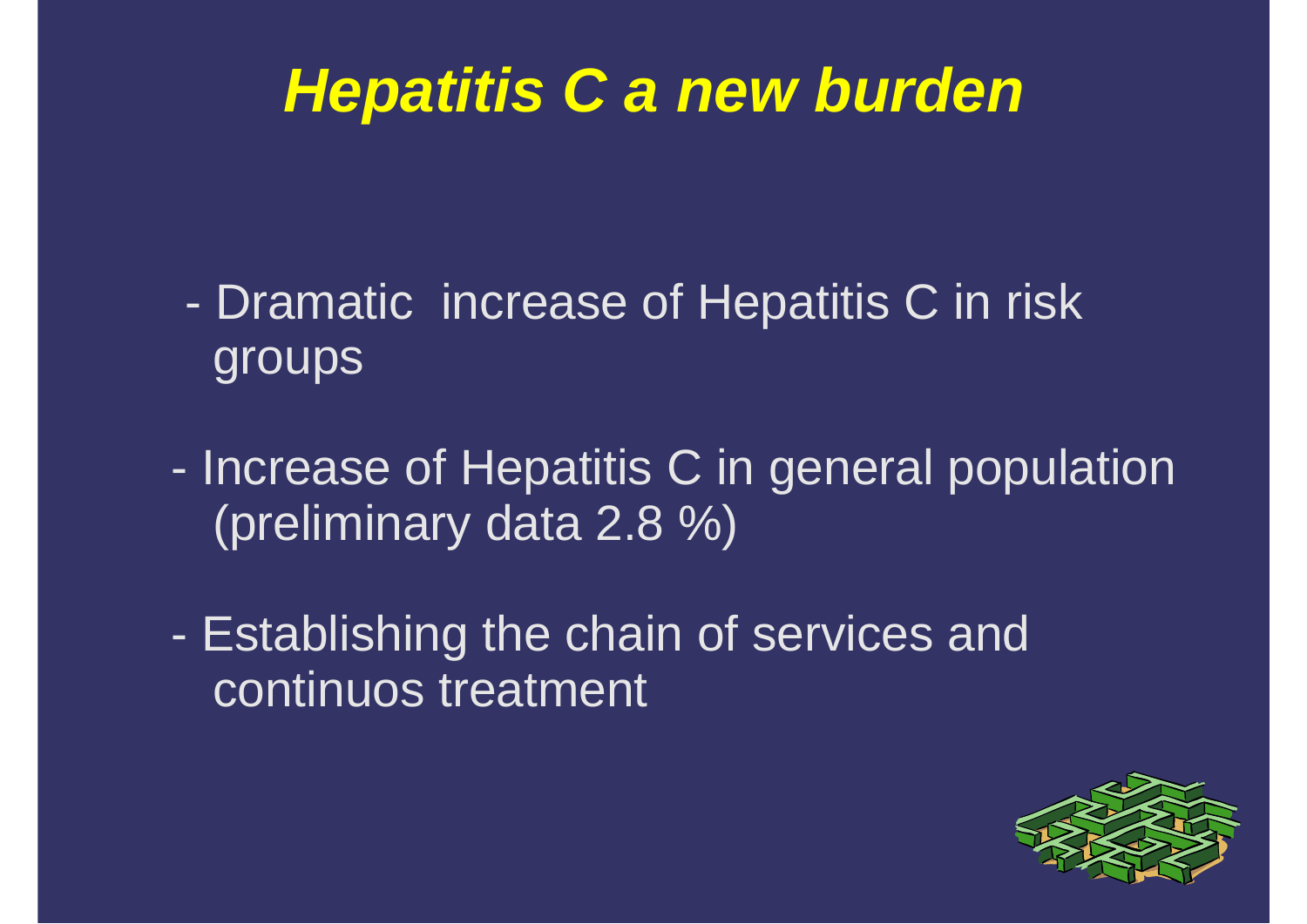# *Hepatitis C a new burden*

- Dramatic increase of Hepatitis C in risk groups
- Increase of Hepatitis C in general population (preliminary data 2.8 %)
- Establishing the chain of services and continuos treatment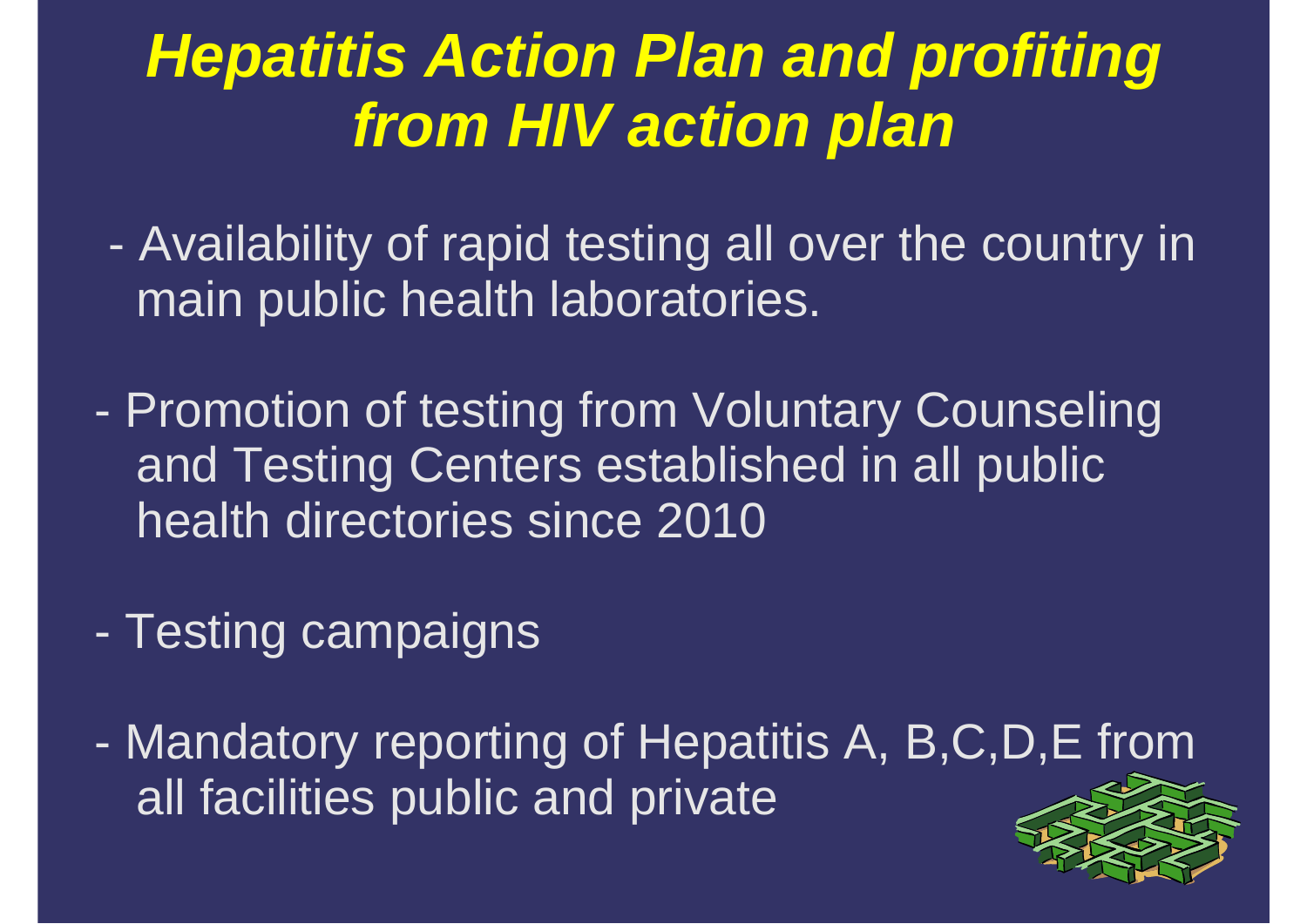# *Hepatitis Action Plan and profiting from HIV action plan*

- Availability of rapid testing all over the country in main public health laboratories.
- Promotion of testing from Voluntary Counseling and Testing Centers established in all public health directories since 2010
- Testing campaigns
- Mandatory reporting of Hepatitis A, B,C,D,E from all facilities public and private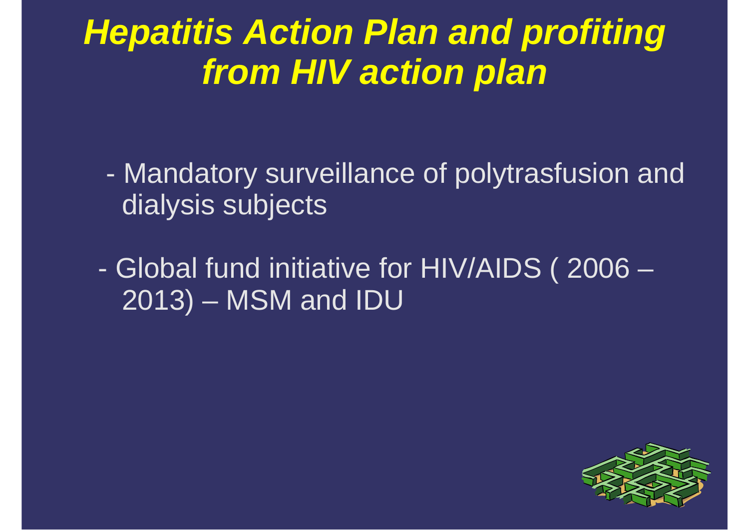# ***Hepatitis Action Plan and profiting from HIV action plan***

- Mandatory surveillance of polytrasfusion and dialysis subjects

- Global fund initiative for HIV/AIDS ( 2006 – 2013) – MSM and IDU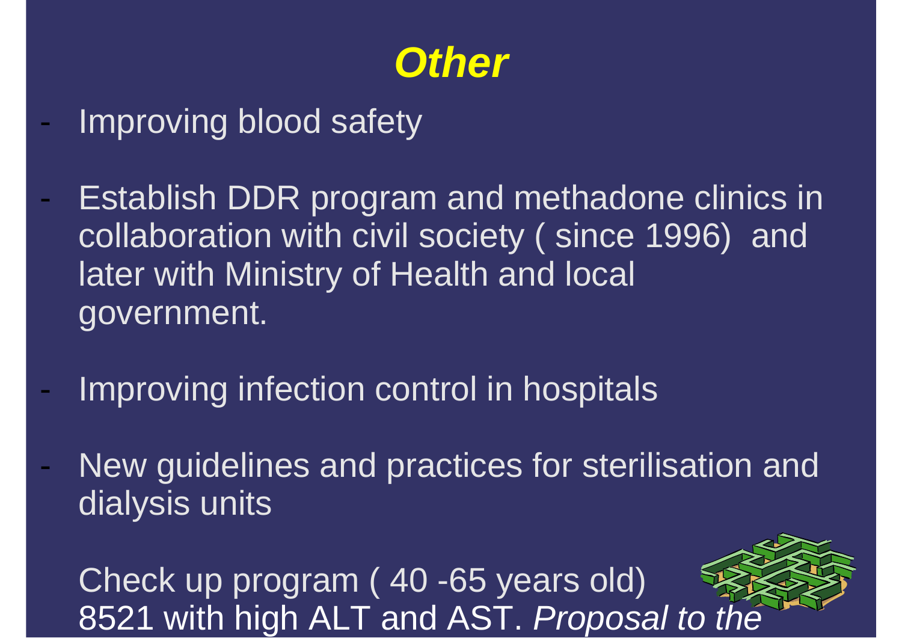# *Other*

- Improving blood safety
- Establish DDR program and methadone clinics in collaboration with civil society ( since 1996) and later with Ministry of Health and local government.
- Improving infection control in hospitals
- New guidelines and practices for sterilisation and dialysis units

Check up program ( 40 -65 years old) 8521 with high ALT and AST. *Proposal to the*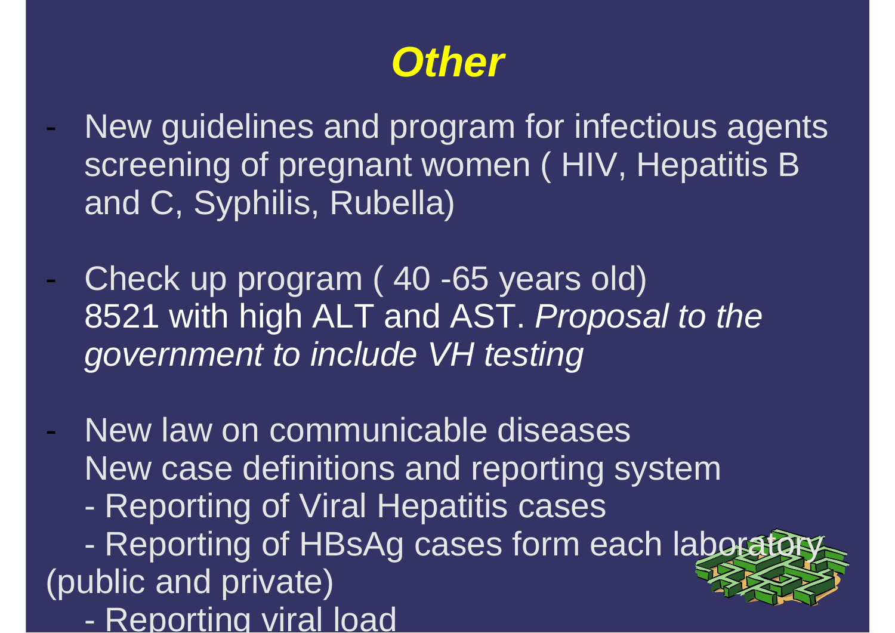# *Other*

- New guidelines and program for infectious agents screening of pregnant women ( HIV, Hepatitis B and C, Syphilis, Rubella)

- Check up program ( 40 -65 years old)
  8521 with high ALT and AST. *Proposal to the government to include VH testing*

- New law on communicable diseases
  New case definitions and reporting system
  - Reporting of Viral Hepatitis cases
  - Reporting of HBsAg cases form each laboratory (public and private)
  - Reporting viral load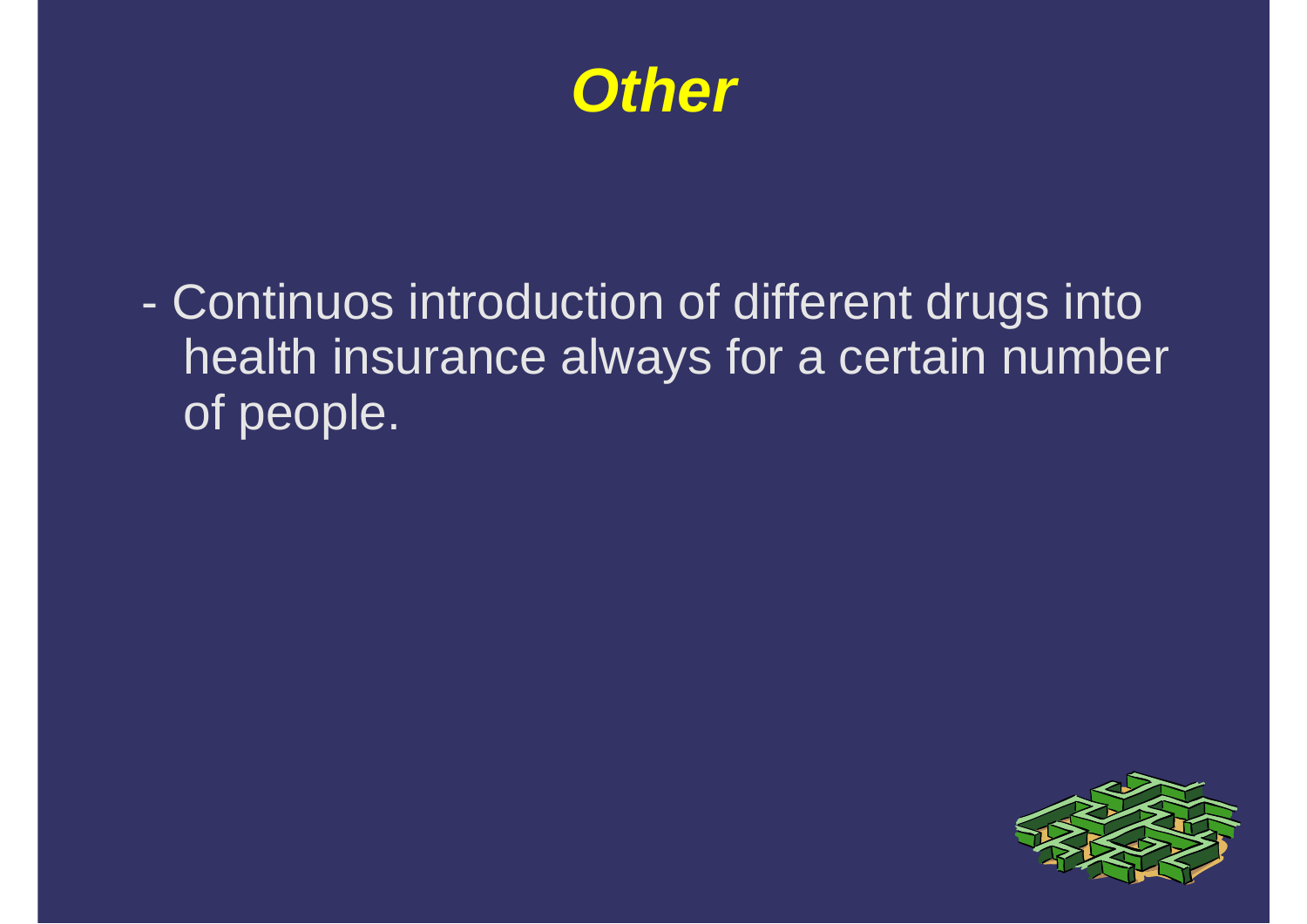# *Other*

- Continuos introduction of different drugs into health insurance always for a certain number of people.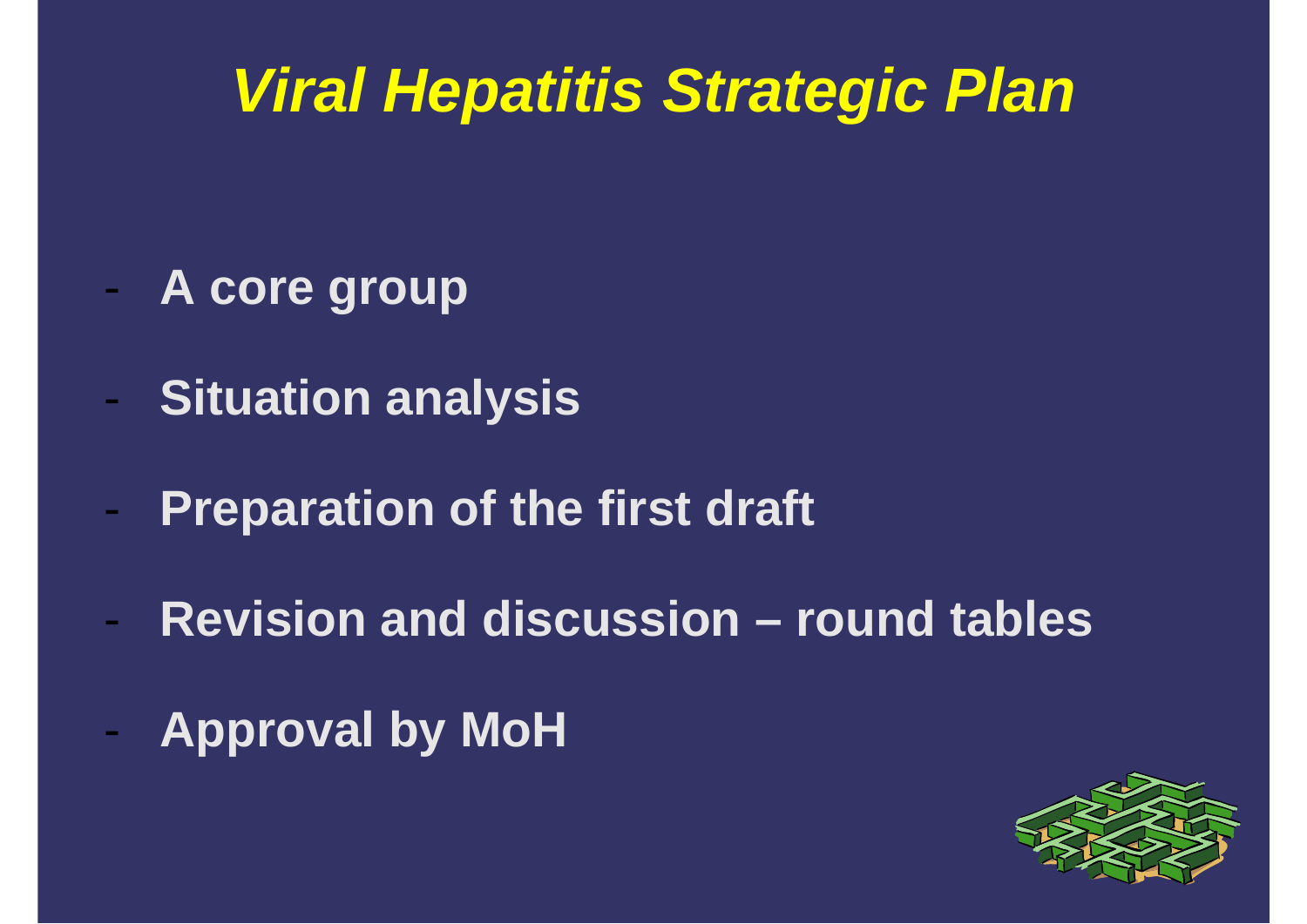# *Viral Hepatitis Strategic Plan*

- **A core group**
- **Situation analysis**
- **Preparation of the first draft**
- **Revision and discussion – round tables**
- **Approval by MoH**